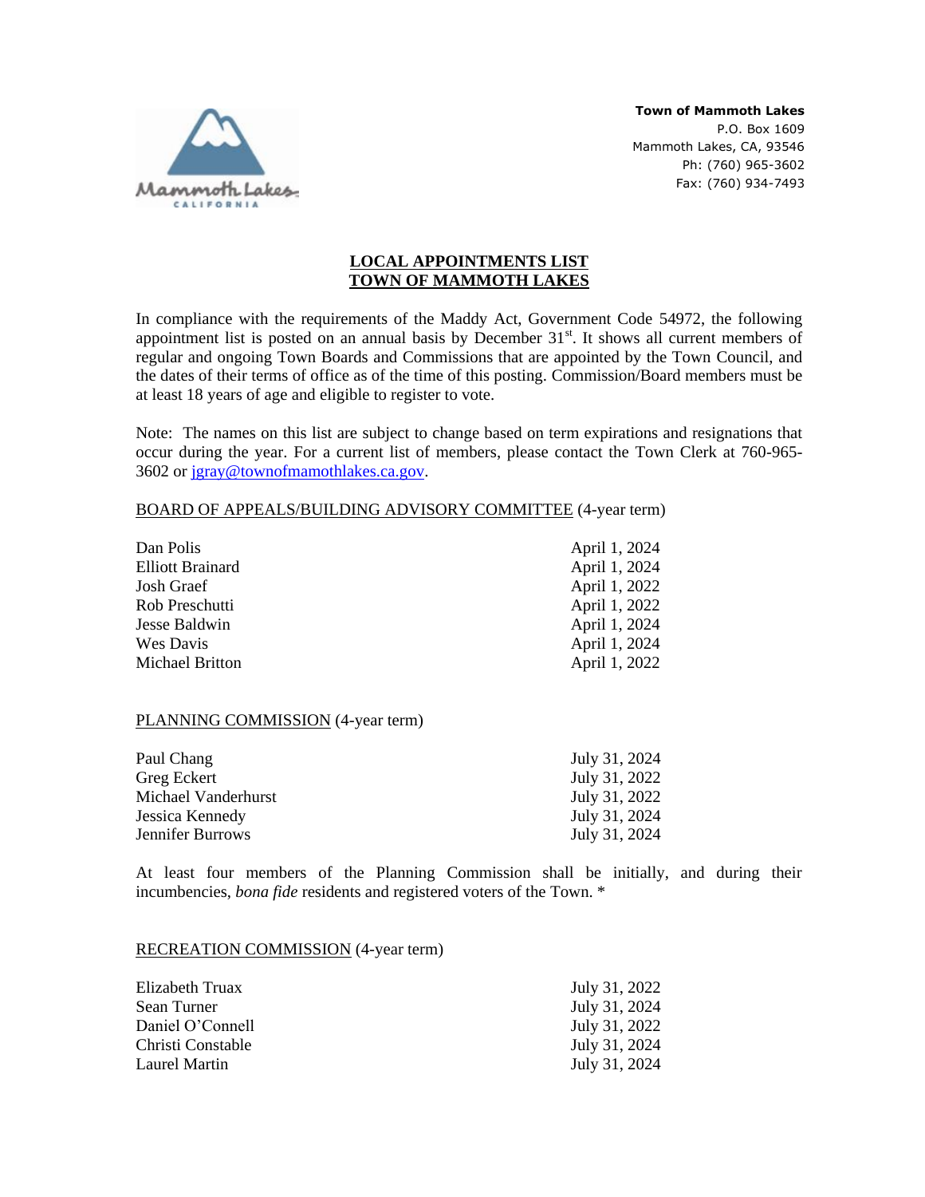**Town of Mammoth Lakes**
P.O. Box 1609
Mammoth Lakes, CA, 93546
Ph: (760) 965-3602
Fax: (760) 934-7493

# LOCAL APPOINTMENTS LIST
# TOWN OF MAMMOTH LAKES

In compliance with the requirements of the Maddy Act, Government Code 54972, the following appointment list is posted on an annual basis by December 31st. It shows all current members of regular and ongoing Town Boards and Commissions that are appointed by the Town Council, and the dates of their terms of office as of the time of this posting. Commission/Board members must be at least 18 years of age and eligible to register to vote.

Note: The names on this list are subject to change based on term expirations and resignations that occur during the year. For a current list of members, please contact the Town Clerk at 760-965-3602 or jgray@townofmamothlakes.ca.gov.

## BOARD OF APPEALS/BUILDING ADVISORY COMMITTEE (4-year term)

| Name | Term |
|---|---|
| Dan Polis | April 1, 2024 |
| Elliott Brainard | April 1, 2024 |
| Josh Graef | April 1, 2022 |
| Rob Preschutti | April 1, 2022 |
| Jesse Baldwin | April 1, 2024 |
| Wes Davis | April 1, 2024 |
| Michael Britton | April 1, 2022 |

## PLANNING COMMISSION (4-year term)

| Name | Term |
|---|---|
| Paul Chang | July 31, 2024 |
| Greg Eckert | July 31, 2022 |
| Michael Vanderhurst | July 31, 2022 |
| Jessica Kennedy | July 31, 2024 |
| Jennifer Burrows | July 31, 2024 |

At least four members of the Planning Commission shall be initially, and during their incumbencies, *bona fide* residents and registered voters of the Town. *

## RECREATION COMMISSION (4-year term)

| Name | Term |
|---|---|
| Elizabeth Truax | July 31, 2022 |
| Sean Turner | July 31, 2024 |
| Daniel O'Connell | July 31, 2022 |
| Christi Constable | July 31, 2024 |
| Laurel Martin | July 31, 2024 |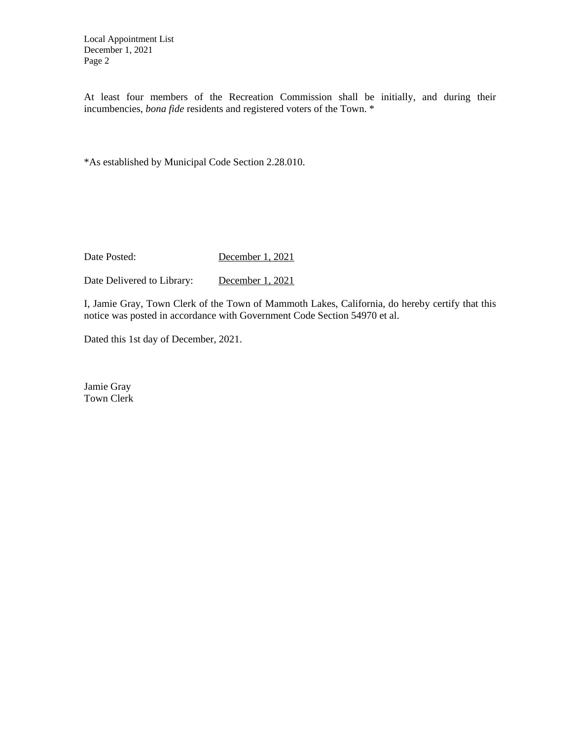At least four members of the Recreation Commission shall be initially, and during their incumbencies, *bona fide* residents and registered voters of the Town. *

*As established by Municipal Code Section 2.28.010.

Date Posted: December 1, 2021

Date Delivered to Library: December 1, 2021

I, Jamie Gray, Town Clerk of the Town of Mammoth Lakes, California, do hereby certify that this notice was posted in accordance with Government Code Section 54970 et al.

Dated this 1st day of December, 2021.

Jamie Gray
Town Clerk